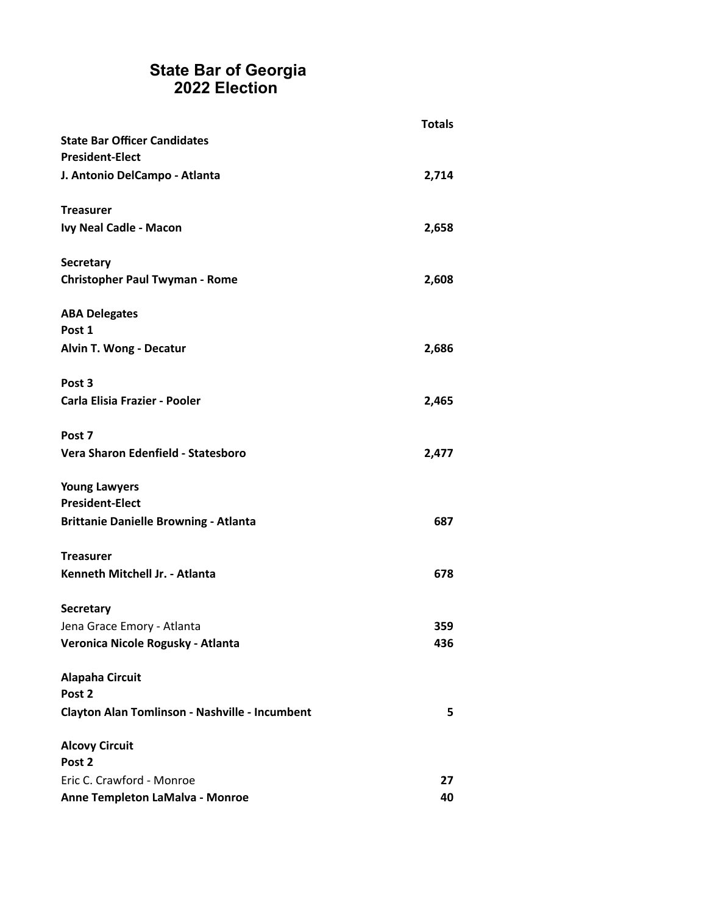# State Bar of Georgia
## 2022 Election

| | Totals |
|---|---|
| **State Bar Officer Candidates** | |
| **President-Elect** | |
| **J. Antonio DelCampo - Atlanta** | **2,714** |
| | |
| **Treasurer** | |
| **Ivy Neal Cadle - Macon** | **2,658** |
| | |
| **Secretary** | |
| **Christopher Paul Twyman - Rome** | **2,608** |
| | |
| **ABA Delegates** | |
| **Post 1** | |
| **Alvin T. Wong - Decatur** | **2,686** |
| | |
| **Post 3** | |
| **Carla Elisia Frazier - Pooler** | **2,465** |
| | |
| **Post 7** | |
| **Vera Sharon Edenfield - Statesboro** | **2,477** |
| | |
| **Young Lawyers** | |
| **President-Elect** | |
| **Brittanie Danielle Browning - Atlanta** | **687** |
| | |
| **Treasurer** | |
| **Kenneth Mitchell Jr. - Atlanta** | **678** |
| | |
| **Secretary** | |
| Jena Grace Emory - Atlanta | **359** |
| **Veronica Nicole Rogusky - Atlanta** | **436** |
| | |
| **Alapaha Circuit** | |
| **Post 2** | |
| **Clayton Alan Tomlinson - Nashville - Incumbent** | **5** |
| | |
| **Alcovy Circuit** | |
| **Post 2** | |
| Eric C. Crawford - Monroe | **27** |
| **Anne Templeton LaMalva - Monroe** | **40** |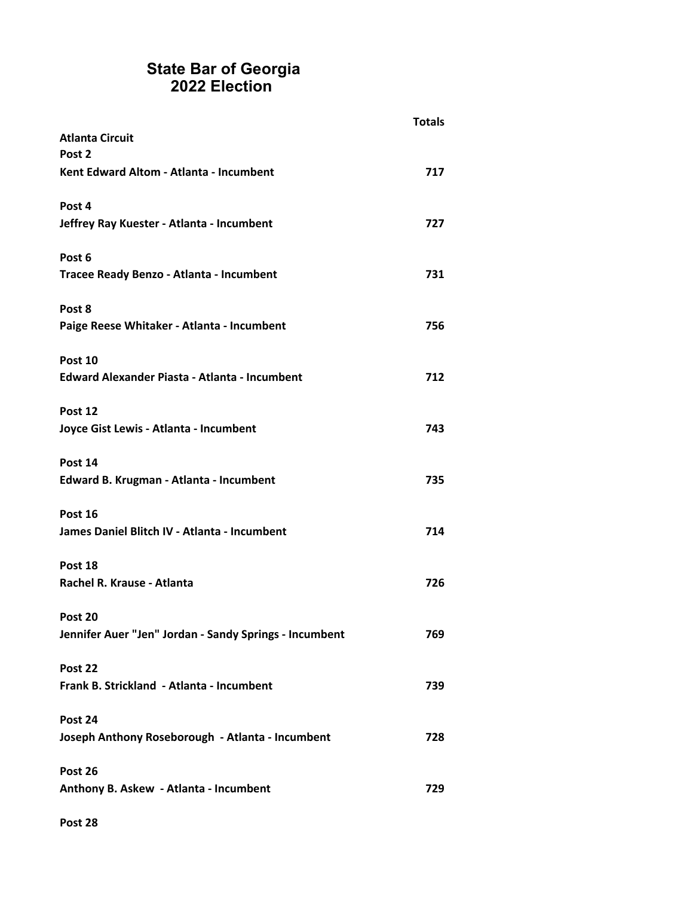# State Bar of Georgia
# 2022 Election

| | Totals |
|---|---|
| **Atlanta Circuit** | |
| **Post 2** | |
| **Kent Edward Altom - Atlanta - Incumbent** | **717** |
| **Post 4** | |
| **Jeffrey Ray Kuester - Atlanta - Incumbent** | **727** |
| **Post 6** | |
| **Tracee Ready Benzo - Atlanta - Incumbent** | **731** |
| **Post 8** | |
| **Paige Reese Whitaker - Atlanta - Incumbent** | **756** |
| **Post 10** | |
| **Edward Alexander Piasta - Atlanta - Incumbent** | **712** |
| **Post 12** | |
| **Joyce Gist Lewis - Atlanta - Incumbent** | **743** |
| **Post 14** | |
| **Edward B. Krugman - Atlanta - Incumbent** | **735** |
| **Post 16** | |
| **James Daniel Blitch IV - Atlanta - Incumbent** | **714** |
| **Post 18** | |
| **Rachel R. Krause - Atlanta** | **726** |
| **Post 20** | |
| **Jennifer Auer "Jen" Jordan - Sandy Springs - Incumbent** | **769** |
| **Post 22** | |
| **Frank B. Strickland - Atlanta - Incumbent** | **739** |
| **Post 24** | |
| **Joseph Anthony Roseborough - Atlanta - Incumbent** | **728** |
| **Post 26** | |
| **Anthony B. Askew - Atlanta - Incumbent** | **729** |
| **Post 28** | |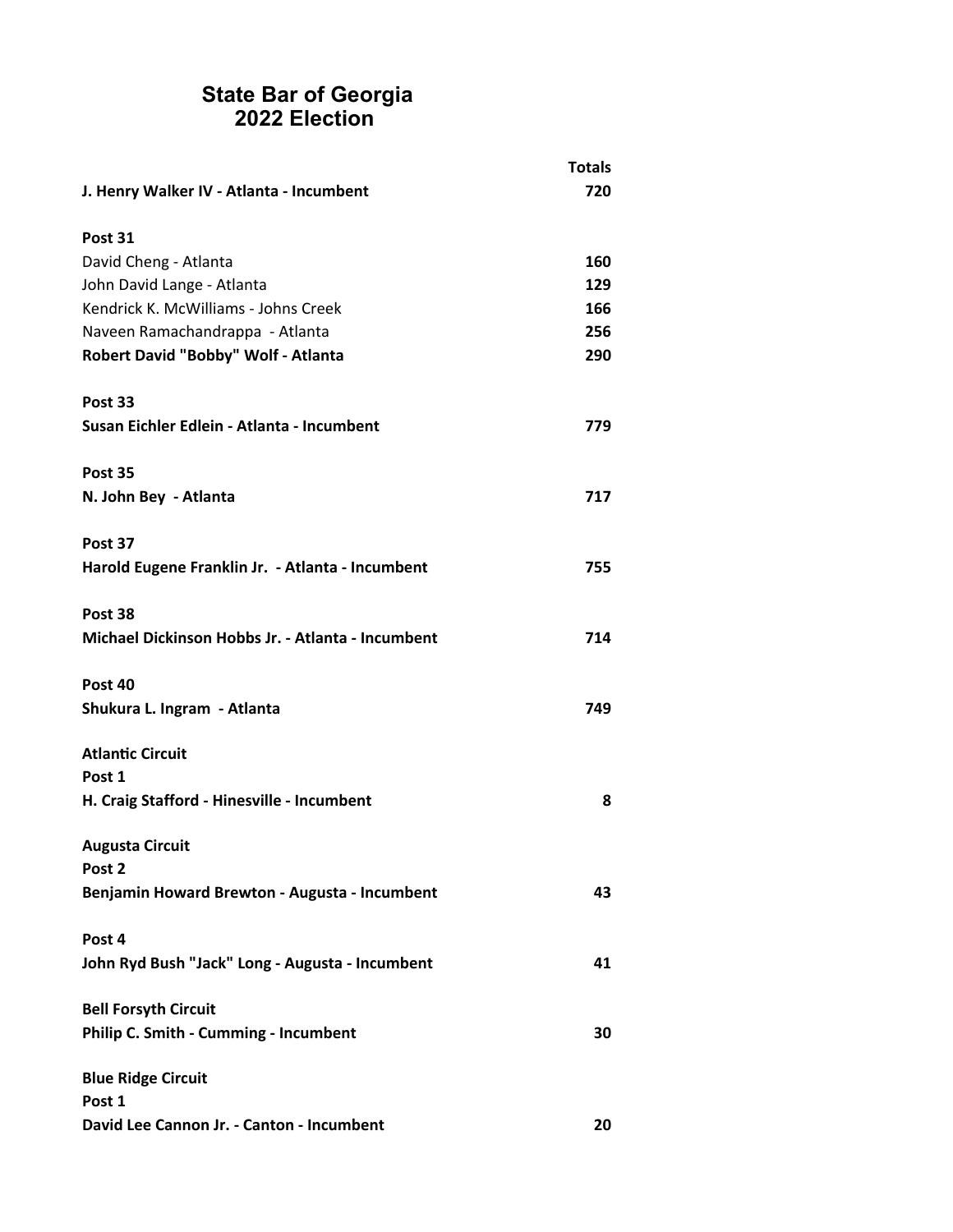# State Bar of Georgia
# 2022 Election

| | Totals |
|---|---|
| **J. Henry Walker IV - Atlanta - Incumbent** | **720** |
| | |
| **Post 31** | |
| David Cheng - Atlanta | **160** |
| John David Lange - Atlanta | **129** |
| Kendrick K. McWilliams - Johns Creek | **166** |
| Naveen Ramachandrappa - Atlanta | **256** |
| **Robert David "Bobby" Wolf - Atlanta** | **290** |
| | |
| **Post 33** | |
| **Susan Eichler Edlein - Atlanta - Incumbent** | **779** |
| | |
| **Post 35** | |
| **N. John Bey - Atlanta** | **717** |
| | |
| **Post 37** | |
| **Harold Eugene Franklin Jr. - Atlanta - Incumbent** | **755** |
| | |
| **Post 38** | |
| **Michael Dickinson Hobbs Jr. - Atlanta - Incumbent** | **714** |
| | |
| **Post 40** | |
| **Shukura L. Ingram - Atlanta** | **749** |
| | |
| **Atlantic Circuit** | |
| **Post 1** | |
| **H. Craig Stafford - Hinesville - Incumbent** | **8** |
| | |
| **Augusta Circuit** | |
| **Post 2** | |
| **Benjamin Howard Brewton - Augusta - Incumbent** | **43** |
| | |
| **Post 4** | |
| **John Ryd Bush "Jack" Long - Augusta - Incumbent** | **41** |
| | |
| **Bell Forsyth Circuit** | |
| **Philip C. Smith - Cumming - Incumbent** | **30** |
| | |
| **Blue Ridge Circuit** | |
| **Post 1** | |
| **David Lee Cannon Jr. - Canton - Incumbent** | **20** |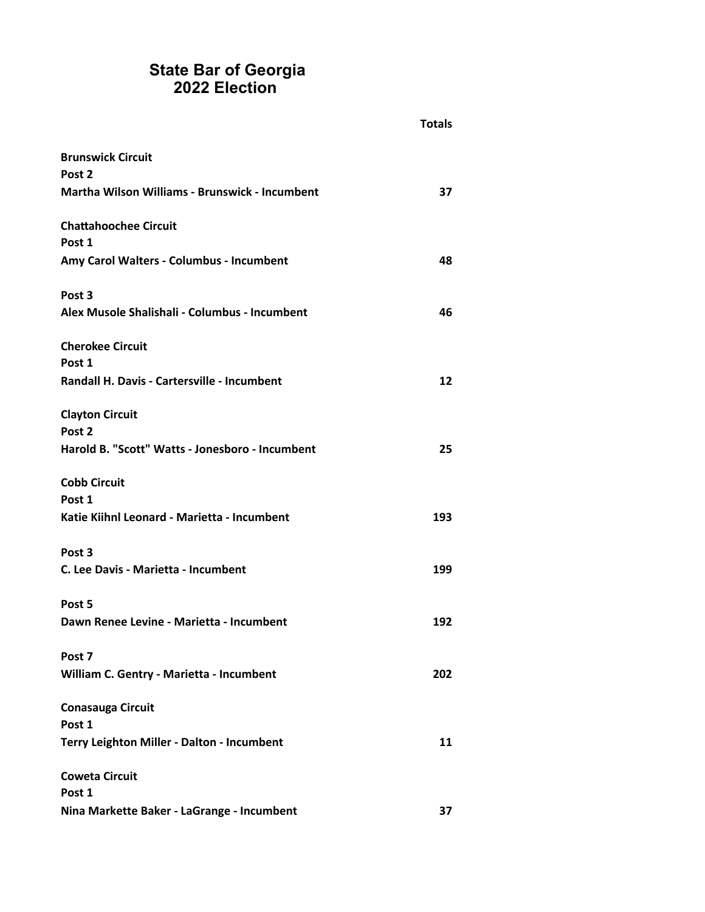# State Bar of Georgia
# 2022 Election

| | Totals |
|---|---|
| **Brunswick Circuit** | |
| **Post 2** | |
| **Martha Wilson Williams - Brunswick - Incumbent** | **37** |
| | |
| **Chattahoochee Circuit** | |
| **Post 1** | |
| **Amy Carol Walters - Columbus - Incumbent** | **48** |
| | |
| **Post 3** | |
| **Alex Musole Shalishali - Columbus - Incumbent** | **46** |
| | |
| **Cherokee Circuit** | |
| **Post 1** | |
| **Randall H. Davis - Cartersville - Incumbent** | **12** |
| | |
| **Clayton Circuit** | |
| **Post 2** | |
| **Harold B. "Scott" Watts - Jonesboro - Incumbent** | **25** |
| | |
| **Cobb Circuit** | |
| **Post 1** | |
| **Katie Kiihnl Leonard - Marietta - Incumbent** | **193** |
| | |
| **Post 3** | |
| **C. Lee Davis - Marietta - Incumbent** | **199** |
| | |
| **Post 5** | |
| **Dawn Renee Levine - Marietta - Incumbent** | **192** |
| | |
| **Post 7** | |
| **William C. Gentry - Marietta - Incumbent** | **202** |
| | |
| **Conasauga Circuit** | |
| **Post 1** | |
| **Terry Leighton Miller - Dalton - Incumbent** | **11** |
| | |
| **Coweta Circuit** | |
| **Post 1** | |
| **Nina Markette Baker - LaGrange - Incumbent** | **37** |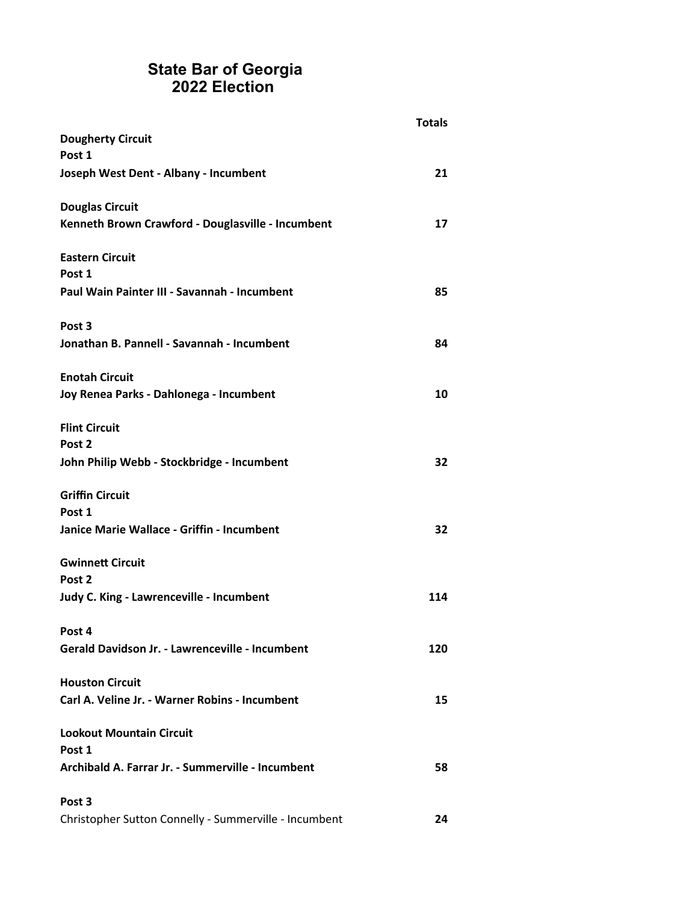# State Bar of Georgia
## 2022 Election

| | Totals |
|---|---|
| **Dougherty Circuit** | |
| **Post 1** | |
| **Joseph West Dent - Albany - Incumbent** | **21** |
| | |
| **Douglas Circuit** | |
| **Kenneth Brown Crawford - Douglasville - Incumbent** | **17** |
| | |
| **Eastern Circuit** | |
| **Post 1** | |
| **Paul Wain Painter III - Savannah - Incumbent** | **85** |
| | |
| **Post 3** | |
| **Jonathan B. Pannell - Savannah - Incumbent** | **84** |
| | |
| **Enotah Circuit** | |
| **Joy Renea Parks - Dahlonega - Incumbent** | **10** |
| | |
| **Flint Circuit** | |
| **Post 2** | |
| **John Philip Webb - Stockbridge - Incumbent** | **32** |
| | |
| **Griffin Circuit** | |
| **Post 1** | |
| **Janice Marie Wallace - Griffin - Incumbent** | **32** |
| | |
| **Gwinnett Circuit** | |
| **Post 2** | |
| **Judy C. King - Lawrenceville - Incumbent** | **114** |
| | |
| **Post 4** | |
| **Gerald Davidson Jr. - Lawrenceville - Incumbent** | **120** |
| | |
| **Houston Circuit** | |
| **Carl A. Veline Jr. - Warner Robins - Incumbent** | **15** |
| | |
| **Lookout Mountain Circuit** | |
| **Post 1** | |
| **Archibald A. Farrar Jr. - Summerville - Incumbent** | **58** |
| | |
| **Post 3** | |
| Christopher Sutton Connelly - Summerville - Incumbent | **24** |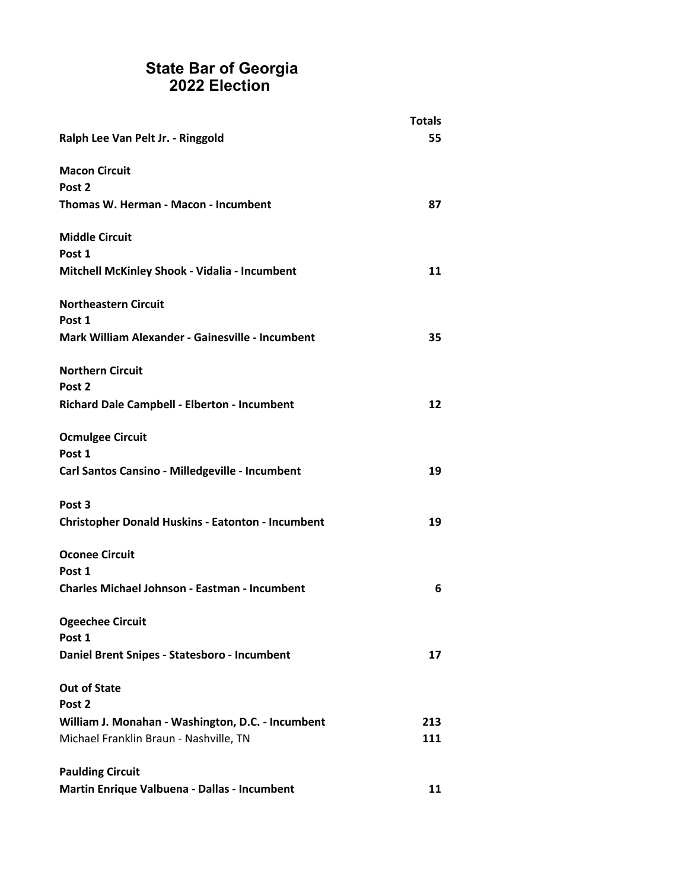# State Bar of Georgia
# 2022 Election

| | Totals |
|---|---|
| **Ralph Lee Van Pelt Jr. - Ringgold** | **55** |
| | |
| **Macon Circuit** | |
| **Post 2** | |
| **Thomas W. Herman - Macon - Incumbent** | **87** |
| | |
| **Middle Circuit** | |
| **Post 1** | |
| **Mitchell McKinley Shook - Vidalia - Incumbent** | **11** |
| | |
| **Northeastern Circuit** | |
| **Post 1** | |
| **Mark William Alexander - Gainesville - Incumbent** | **35** |
| | |
| **Northern Circuit** | |
| **Post 2** | |
| **Richard Dale Campbell - Elberton - Incumbent** | **12** |
| | |
| **Ocmulgee Circuit** | |
| **Post 1** | |
| **Carl Santos Cansino - Milledgeville - Incumbent** | **19** |
| | |
| **Post 3** | |
| **Christopher Donald Huskins - Eatonton - Incumbent** | **19** |
| | |
| **Oconee Circuit** | |
| **Post 1** | |
| **Charles Michael Johnson - Eastman - Incumbent** | **6** |
| | |
| **Ogeechee Circuit** | |
| **Post 1** | |
| **Daniel Brent Snipes - Statesboro - Incumbent** | **17** |
| | |
| **Out of State** | |
| **Post 2** | |
| **William J. Monahan - Washington, D.C. - Incumbent** | **213** |
| Michael Franklin Braun - Nashville, TN | **111** |
| | |
| **Paulding Circuit** | |
| **Martin Enrique Valbuena - Dallas - Incumbent** | **11** |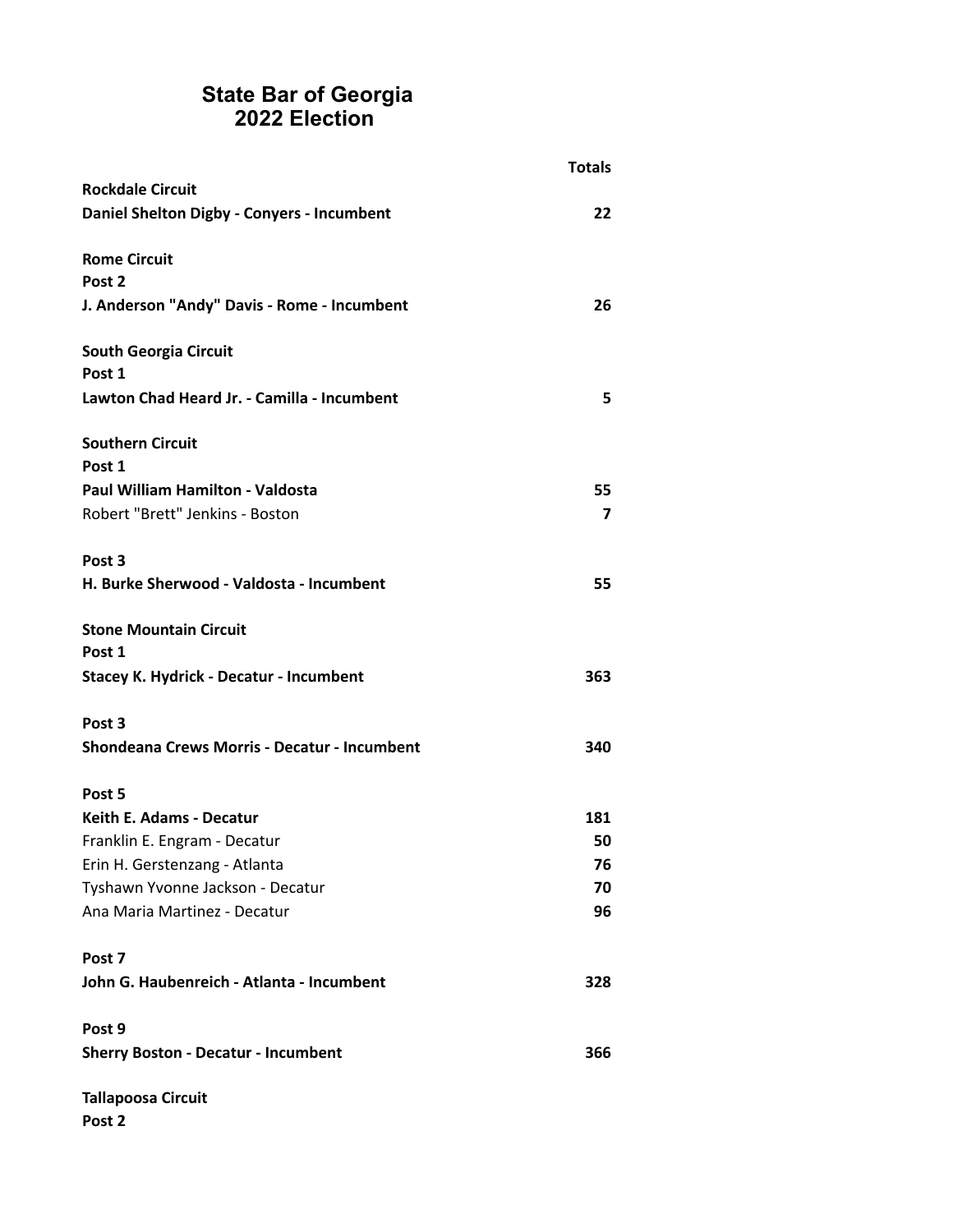# State Bar of Georgia
# 2022 Election

| | Totals |
|---|---|
| **Rockdale Circuit** | |
| **Daniel Shelton Digby - Conyers - Incumbent** | **22** |
| | |
| **Rome Circuit** | |
| **Post 2** | |
| **J. Anderson "Andy" Davis - Rome - Incumbent** | **26** |
| | |
| **South Georgia Circuit** | |
| **Post 1** | |
| **Lawton Chad Heard Jr. - Camilla - Incumbent** | **5** |
| | |
| **Southern Circuit** | |
| **Post 1** | |
| **Paul William Hamilton - Valdosta** | **55** |
| Robert "Brett" Jenkins - Boston | **7** |
| | |
| **Post 3** | |
| **H. Burke Sherwood - Valdosta - Incumbent** | **55** |
| | |
| **Stone Mountain Circuit** | |
| **Post 1** | |
| **Stacey K. Hydrick - Decatur - Incumbent** | **363** |
| | |
| **Post 3** | |
| **Shondeana Crews Morris - Decatur - Incumbent** | **340** |
| | |
| **Post 5** | |
| **Keith E. Adams - Decatur** | **181** |
| Franklin E. Engram - Decatur | **50** |
| Erin H. Gerstenzang - Atlanta | **76** |
| Tyshawn Yvonne Jackson - Decatur | **70** |
| Ana Maria Martinez - Decatur | **96** |
| | |
| **Post 7** | |
| **John G. Haubenreich - Atlanta - Incumbent** | **328** |
| | |
| **Post 9** | |
| **Sherry Boston - Decatur - Incumbent** | **366** |
| | |
| **Tallapoosa Circuit** | |
| **Post 2** | |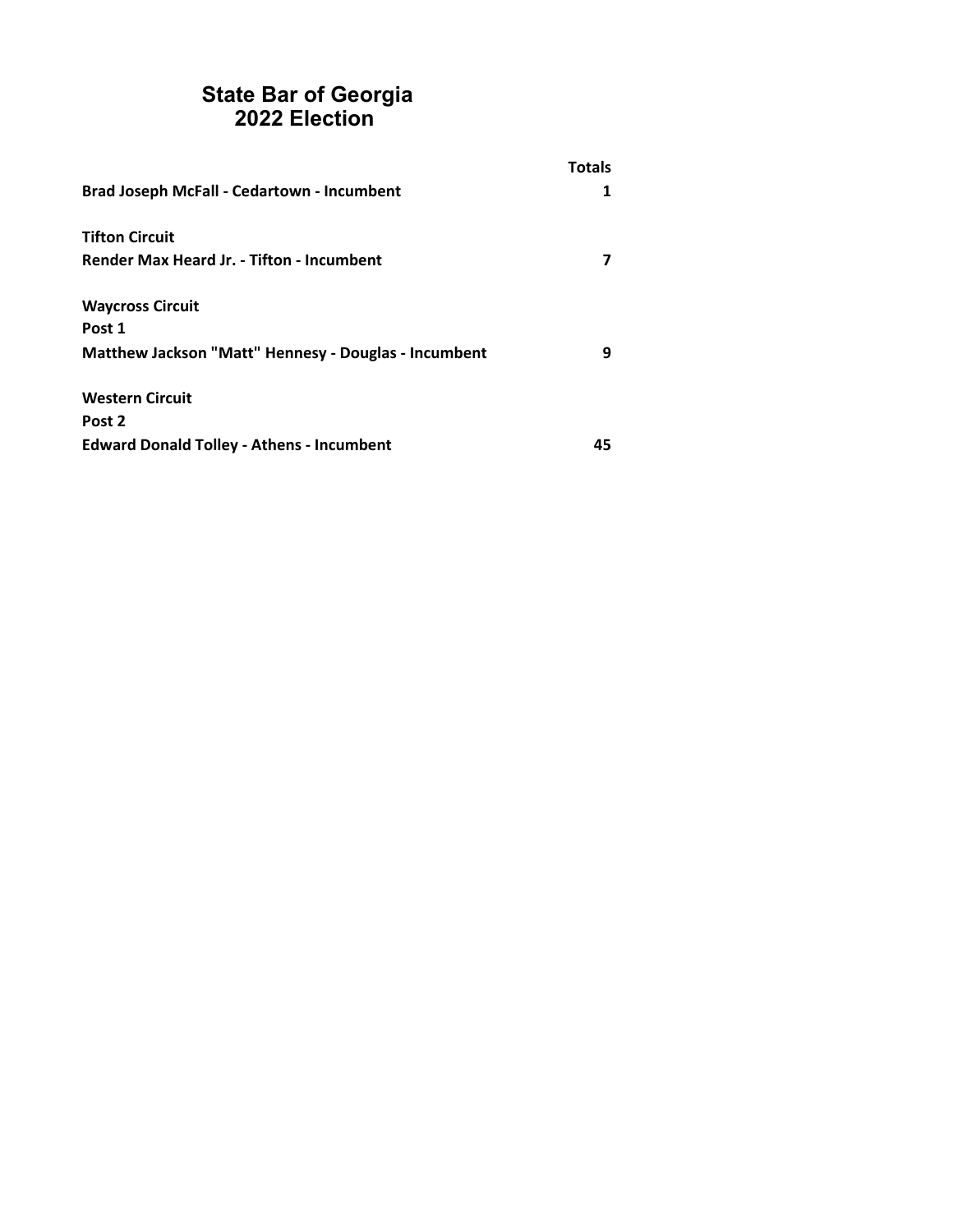# State Bar of Georgia
# 2022 Election

| | Totals |
|---|---|
| **Brad Joseph McFall - Cedartown - Incumbent** | **1** |
| | |
| **Tifton Circuit** | |
| **Render Max Heard Jr. - Tifton - Incumbent** | **7** |
| | |
| **Waycross Circuit** | |
| **Post 1** | |
| **Matthew Jackson "Matt" Hennesy - Douglas - Incumbent** | **9** |
| | |
| **Western Circuit** | |
| **Post 2** | |
| **Edward Donald Tolley - Athens - Incumbent** | **45** |